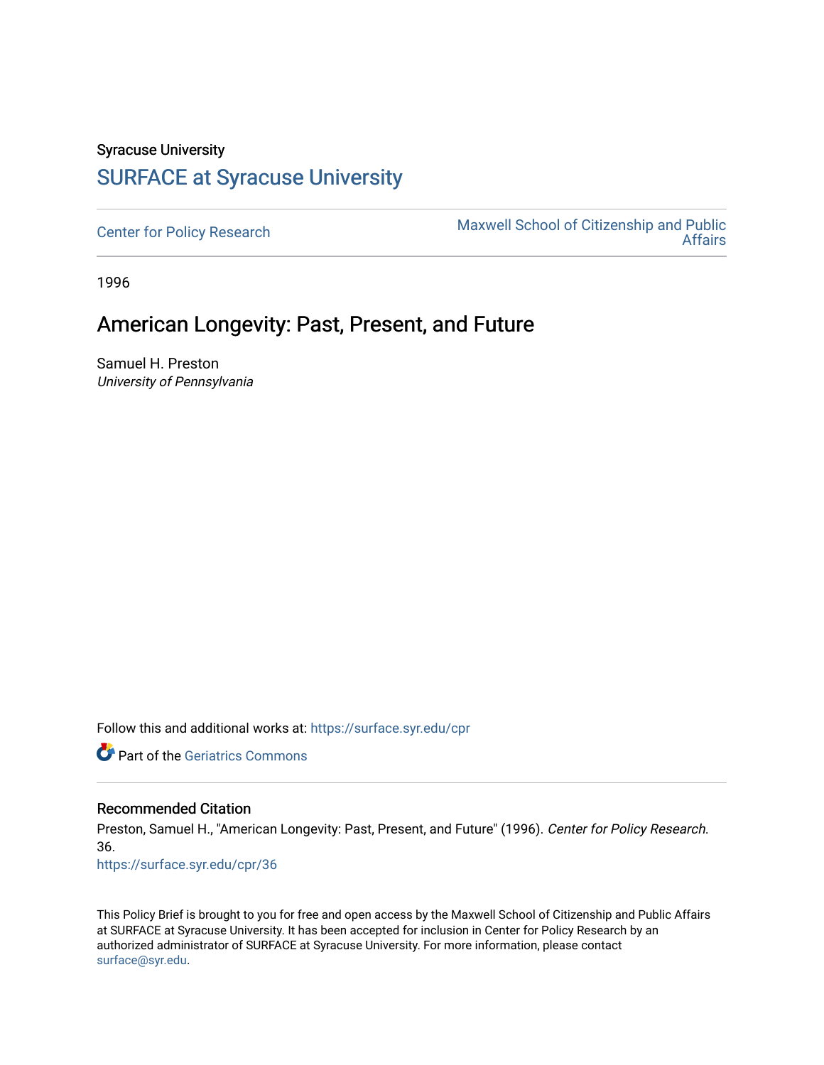Syracuse University

# SURFACE at Syracuse University

Center for Policy Research

Maxwell School of Citizenship and Public Affairs

1996

## American Longevity: Past, Present, and Future

Samuel H. Preston

*University of Pennsylvania*

Follow this and additional works at: https://surface.syr.edu/cpr

Part of the Geriatrics Commons

### Recommended Citation

Preston, Samuel H., "American Longevity: Past, Present, and Future" (1996). *Center for Policy Research*. 36.

https://surface.syr.edu/cpr/36

This Policy Brief is brought to you for free and open access by the Maxwell School of Citizenship and Public Affairs at SURFACE at Syracuse University. It has been accepted for inclusion in Center for Policy Research by an authorized administrator of SURFACE at Syracuse University. For more information, please contact surface@syr.edu.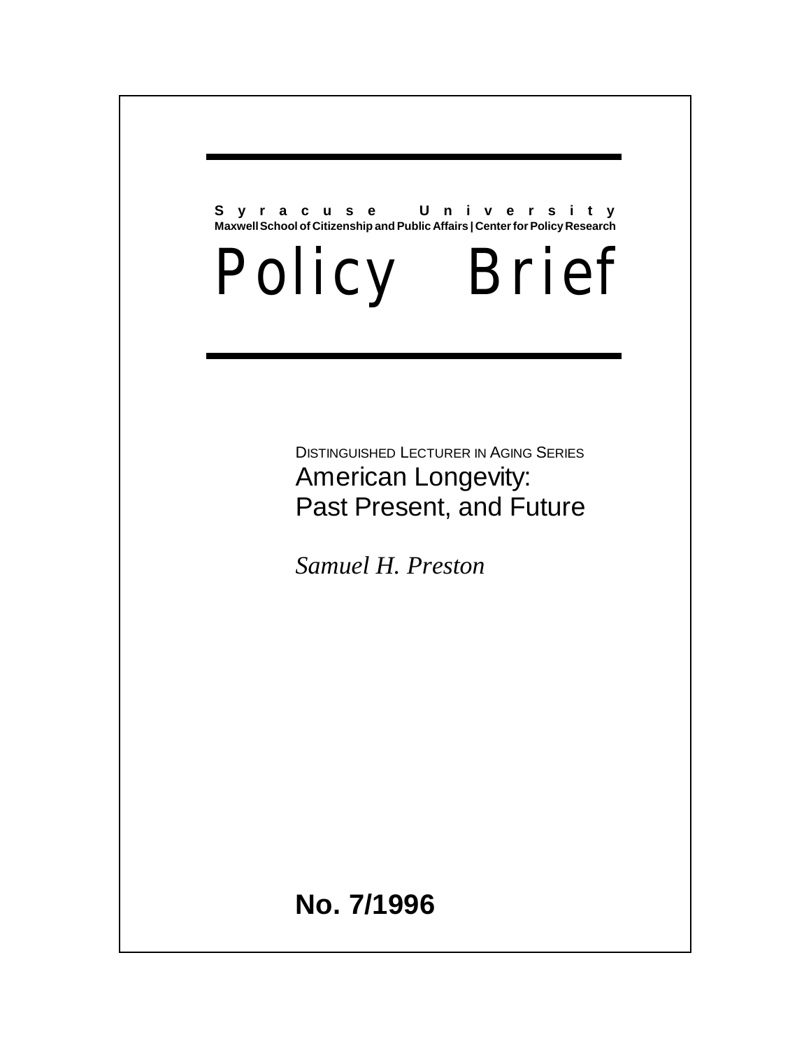**Syracuse University**

**Maxwell School of Citizenship and Public Affairs | Center for Policy Research**

# Policy Brief

DISTINGUISHED LECTURER IN AGING SERIES

## American Longevity: Past Present, and Future

*Samuel H. Preston*

**No. 7/1996**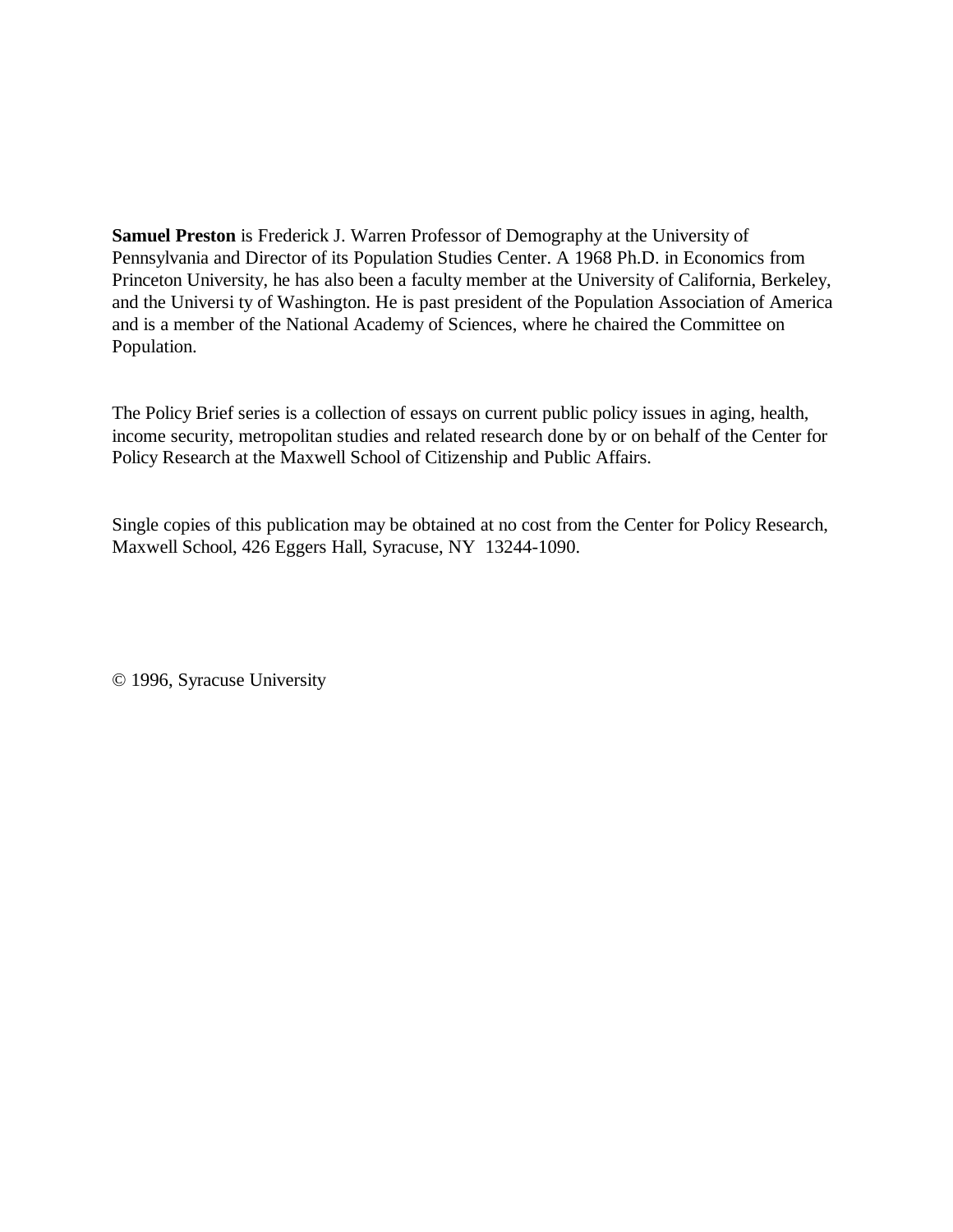**Samuel Preston** is Frederick J. Warren Professor of Demography at the University of Pennsylvania and Director of its Population Studies Center. A 1968 Ph.D. in Economics from Princeton University, he has also been a faculty member at the University of California, Berkeley, and the Universi ty of Washington. He is past president of the Population Association of America and is a member of the National Academy of Sciences, where he chaired the Committee on Population.

The Policy Brief series is a collection of essays on current public policy issues in aging, health, income security, metropolitan studies and related research done by or on behalf of the Center for Policy Research at the Maxwell School of Citizenship and Public Affairs.

Single copies of this publication may be obtained at no cost from the Center for Policy Research, Maxwell School, 426 Eggers Hall, Syracuse, NY 13244-1090.

© 1996, Syracuse University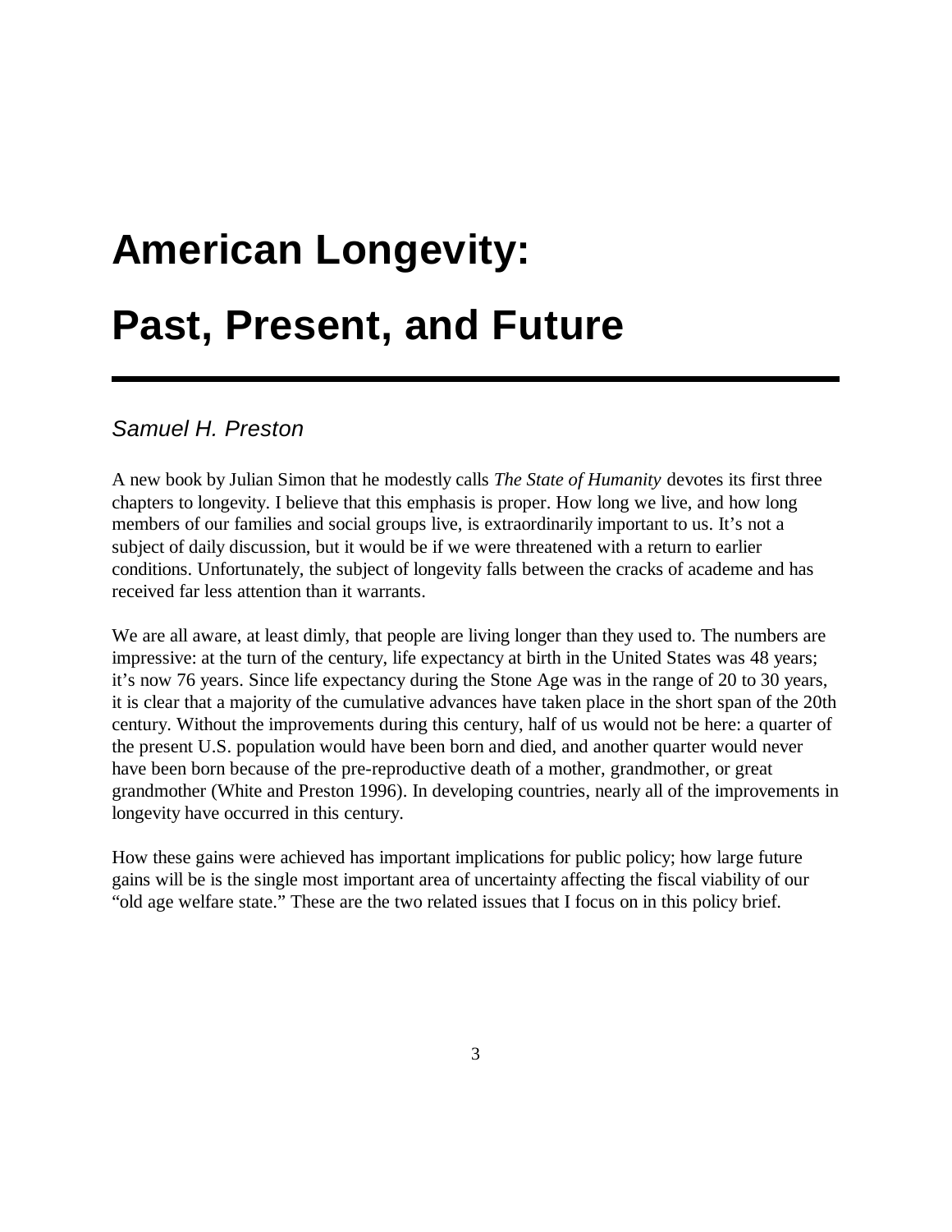# American Longevity: Past, Present, and Future

*Samuel H. Preston*

A new book by Julian Simon that he modestly calls *The State of Humanity* devotes its first three chapters to longevity. I believe that this emphasis is proper. How long we live, and how long members of our families and social groups live, is extraordinarily important to us. It's not a subject of daily discussion, but it would be if we were threatened with a return to earlier conditions. Unfortunately, the subject of longevity falls between the cracks of academe and has received far less attention than it warrants.

We are all aware, at least dimly, that people are living longer than they used to. The numbers are impressive: at the turn of the century, life expectancy at birth in the United States was 48 years; it's now 76 years. Since life expectancy during the Stone Age was in the range of 20 to 30 years, it is clear that a majority of the cumulative advances have taken place in the short span of the 20th century. Without the improvements during this century, half of us would not be here: a quarter of the present U.S. population would have been born and died, and another quarter would never have been born because of the pre-reproductive death of a mother, grandmother, or great grandmother (White and Preston 1996). In developing countries, nearly all of the improvements in longevity have occurred in this century.

How these gains were achieved has important implications for public policy; how large future gains will be is the single most important area of uncertainty affecting the fiscal viability of our "old age welfare state." These are the two related issues that I focus on in this policy brief.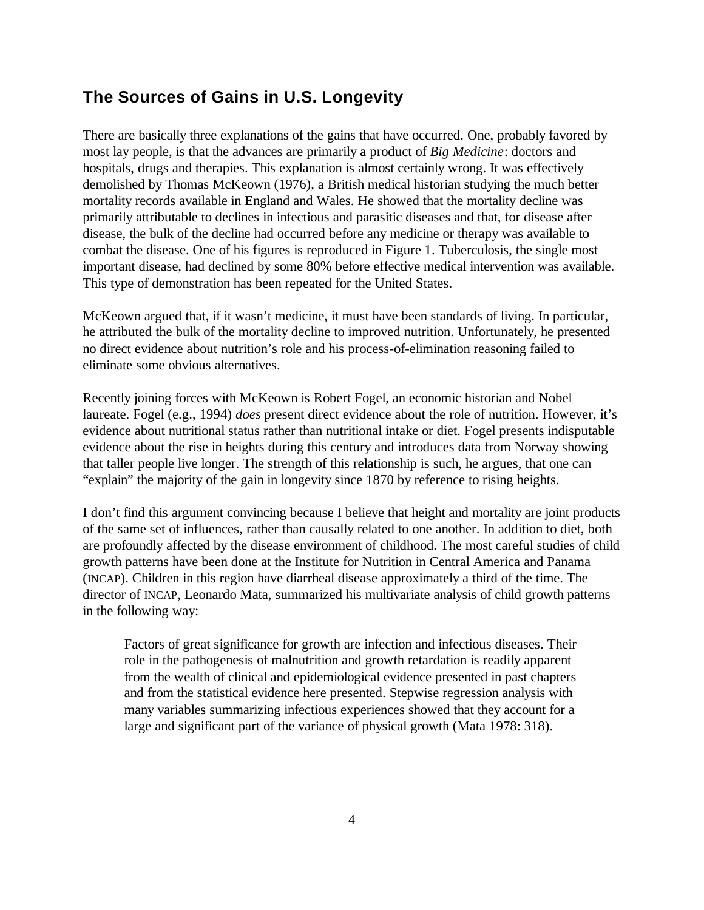## The Sources of Gains in U.S. Longevity

There are basically three explanations of the gains that have occurred. One, probably favored by most lay people, is that the advances are primarily a product of *Big Medicine*: doctors and hospitals, drugs and therapies. This explanation is almost certainly wrong. It was effectively demolished by Thomas McKeown (1976), a British medical historian studying the much better mortality records available in England and Wales. He showed that the mortality decline was primarily attributable to declines in infectious and parasitic diseases and that, for disease after disease, the bulk of the decline had occurred before any medicine or therapy was available to combat the disease. One of his figures is reproduced in Figure 1. Tuberculosis, the single most important disease, had declined by some 80% before effective medical intervention was available. This type of demonstration has been repeated for the United States.

McKeown argued that, if it wasn't medicine, it must have been standards of living. In particular, he attributed the bulk of the mortality decline to improved nutrition. Unfortunately, he presented no direct evidence about nutrition's role and his process-of-elimination reasoning failed to eliminate some obvious alternatives.

Recently joining forces with McKeown is Robert Fogel, an economic historian and Nobel laureate. Fogel (e.g., 1994) *does* present direct evidence about the role of nutrition. However, it's evidence about nutritional status rather than nutritional intake or diet. Fogel presents indisputable evidence about the rise in heights during this century and introduces data from Norway showing that taller people live longer. The strength of this relationship is such, he argues, that one can "explain" the majority of the gain in longevity since 1870 by reference to rising heights.

I don't find this argument convincing because I believe that height and mortality are joint products of the same set of influences, rather than causally related to one another. In addition to diet, both are profoundly affected by the disease environment of childhood. The most careful studies of child growth patterns have been done at the Institute for Nutrition in Central America and Panama (INCAP). Children in this region have diarrheal disease approximately a third of the time. The director of INCAP, Leonardo Mata, summarized his multivariate analysis of child growth patterns in the following way:

> Factors of great significance for growth are infection and infectious diseases. Their role in the pathogenesis of malnutrition and growth retardation is readily apparent from the wealth of clinical and epidemiological evidence presented in past chapters and from the statistical evidence here presented. Stepwise regression analysis with many variables summarizing infectious experiences showed that they account for a large and significant part of the variance of physical growth (Mata 1978: 318).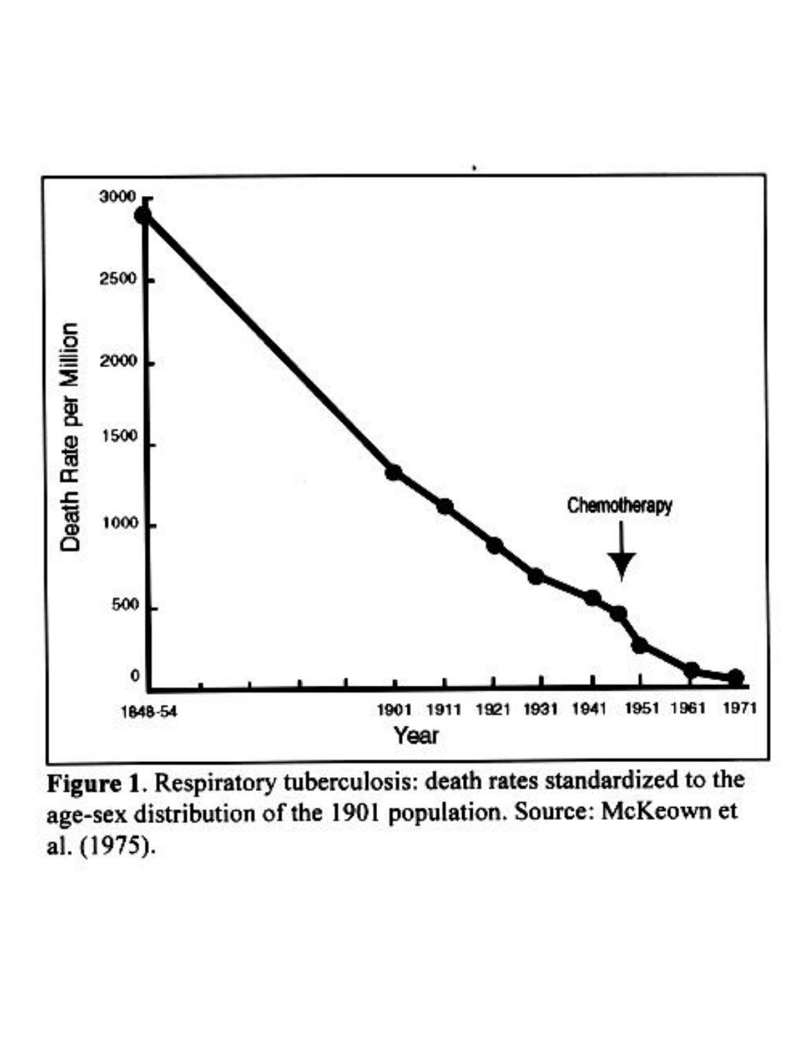**Figure 1**. Respiratory tuberculosis: death rates standardized to the age-sex distribution of the 1901 population. Source: McKeown et al. (1975).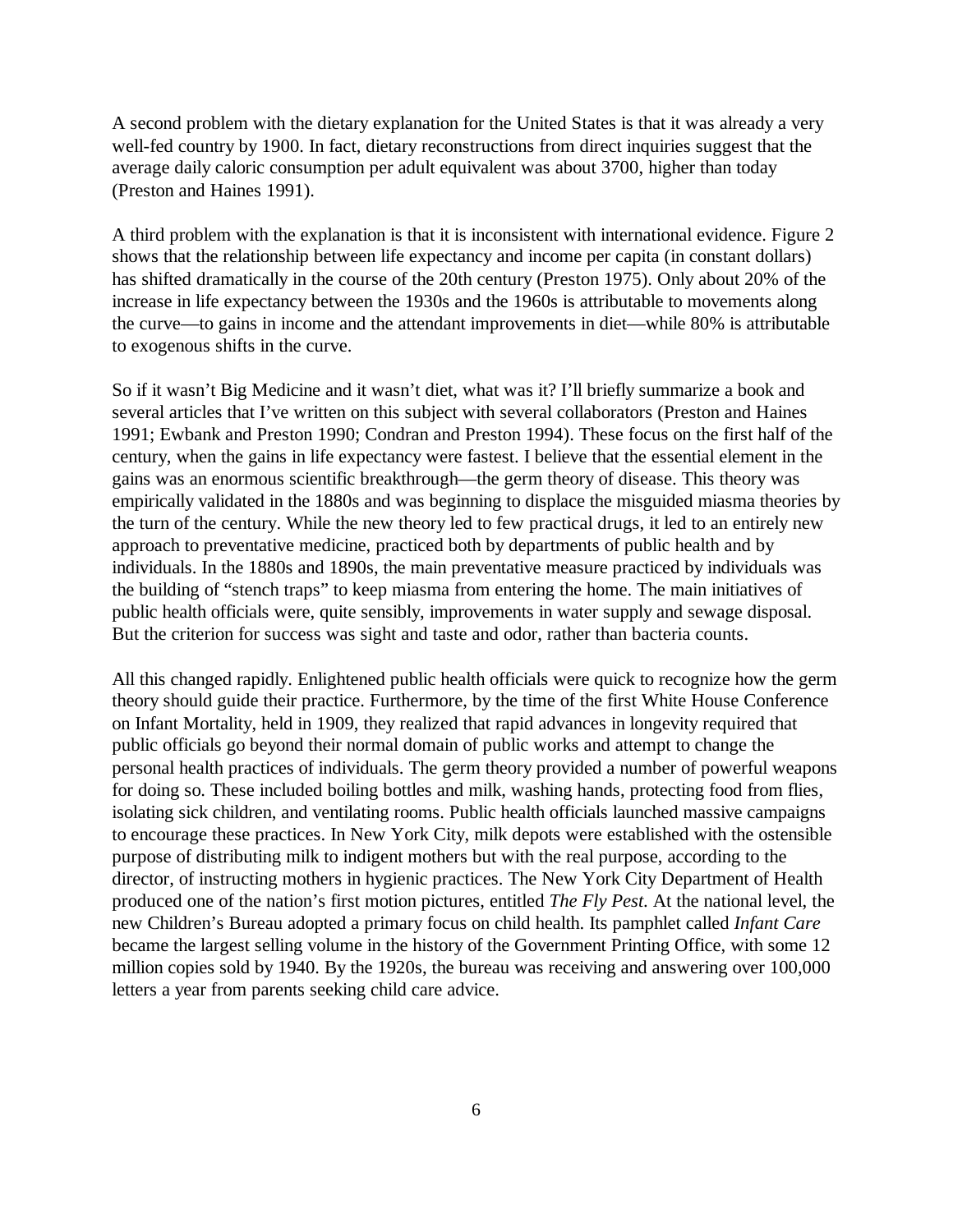A second problem with the dietary explanation for the United States is that it was already a very well-fed country by 1900. In fact, dietary reconstructions from direct inquiries suggest that the average daily caloric consumption per adult equivalent was about 3700, higher than today (Preston and Haines 1991).

A third problem with the explanation is that it is inconsistent with international evidence. Figure 2 shows that the relationship between life expectancy and income per capita (in constant dollars) has shifted dramatically in the course of the 20th century (Preston 1975). Only about 20% of the increase in life expectancy between the 1930s and the 1960s is attributable to movements along the curve—to gains in income and the attendant improvements in diet—while 80% is attributable to exogenous shifts in the curve.

So if it wasn't Big Medicine and it wasn't diet, what was it? I'll briefly summarize a book and several articles that I've written on this subject with several collaborators (Preston and Haines 1991; Ewbank and Preston 1990; Condran and Preston 1994). These focus on the first half of the century, when the gains in life expectancy were fastest. I believe that the essential element in the gains was an enormous scientific breakthrough—the germ theory of disease. This theory was empirically validated in the 1880s and was beginning to displace the misguided miasma theories by the turn of the century. While the new theory led to few practical drugs, it led to an entirely new approach to preventative medicine, practiced both by departments of public health and by individuals. In the 1880s and 1890s, the main preventative measure practiced by individuals was the building of "stench traps" to keep miasma from entering the home. The main initiatives of public health officials were, quite sensibly, improvements in water supply and sewage disposal. But the criterion for success was sight and taste and odor, rather than bacteria counts.

All this changed rapidly. Enlightened public health officials were quick to recognize how the germ theory should guide their practice. Furthermore, by the time of the first White House Conference on Infant Mortality, held in 1909, they realized that rapid advances in longevity required that public officials go beyond their normal domain of public works and attempt to change the personal health practices of individuals. The germ theory provided a number of powerful weapons for doing so. These included boiling bottles and milk, washing hands, protecting food from flies, isolating sick children, and ventilating rooms. Public health officials launched massive campaigns to encourage these practices. In New York City, milk depots were established with the ostensible purpose of distributing milk to indigent mothers but with the real purpose, according to the director, of instructing mothers in hygienic practices. The New York City Department of Health produced one of the nation's first motion pictures, entitled *The Fly Pest*. At the national level, the new Children's Bureau adopted a primary focus on child health. Its pamphlet called *Infant Care* became the largest selling volume in the history of the Government Printing Office, with some 12 million copies sold by 1940. By the 1920s, the bureau was receiving and answering over 100,000 letters a year from parents seeking child care advice.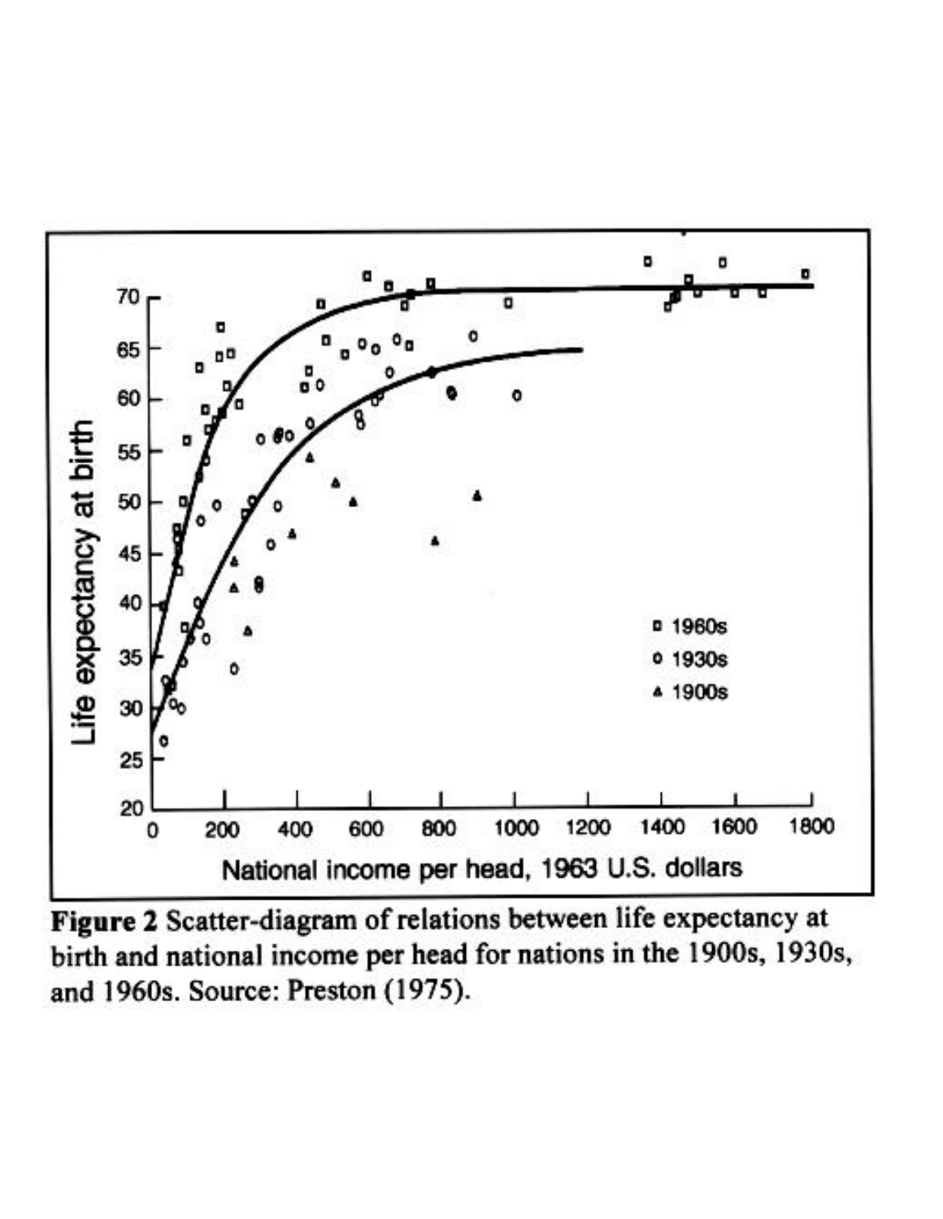**Figure 2** Scatter-diagram of relations between life expectancy at birth and national income per head for nations in the 1900s, 1930s, and 1960s. Source: Preston (1975).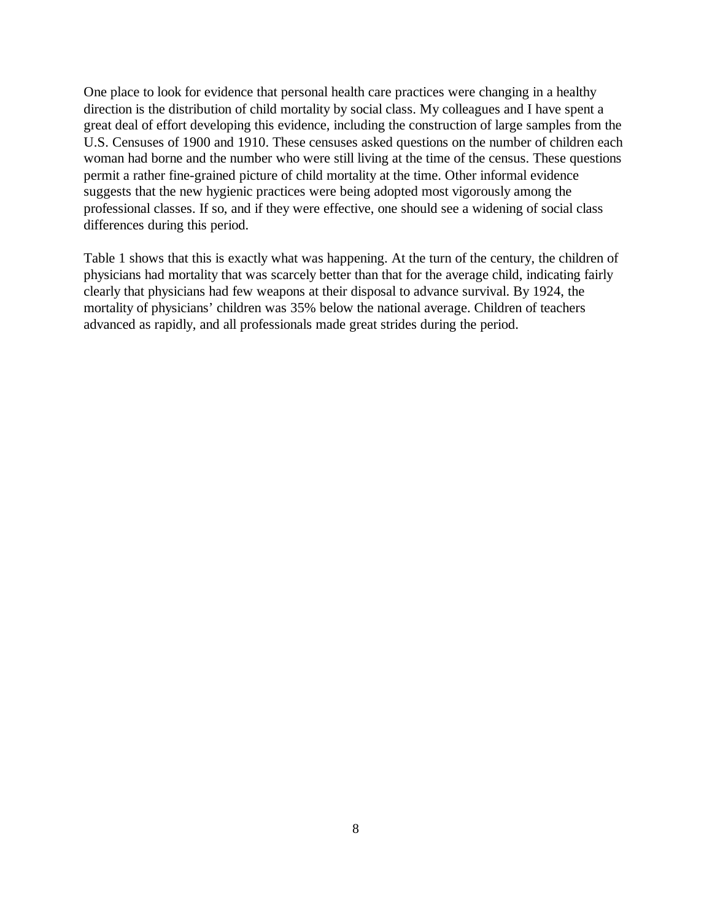One place to look for evidence that personal health care practices were changing in a healthy direction is the distribution of child mortality by social class. My colleagues and I have spent a great deal of effort developing this evidence, including the construction of large samples from the U.S. Censuses of 1900 and 1910. These censuses asked questions on the number of children each woman had borne and the number who were still living at the time of the census. These questions permit a rather fine-grained picture of child mortality at the time. Other informal evidence suggests that the new hygienic practices were being adopted most vigorously among the professional classes. If so, and if they were effective, one should see a widening of social class differences during this period.

Table 1 shows that this is exactly what was happening. At the turn of the century, the children of physicians had mortality that was scarcely better than that for the average child, indicating fairly clearly that physicians had few weapons at their disposal to advance survival. By 1924, the mortality of physicians' children was 35% below the national average. Children of teachers advanced as rapidly, and all professionals made great strides during the period.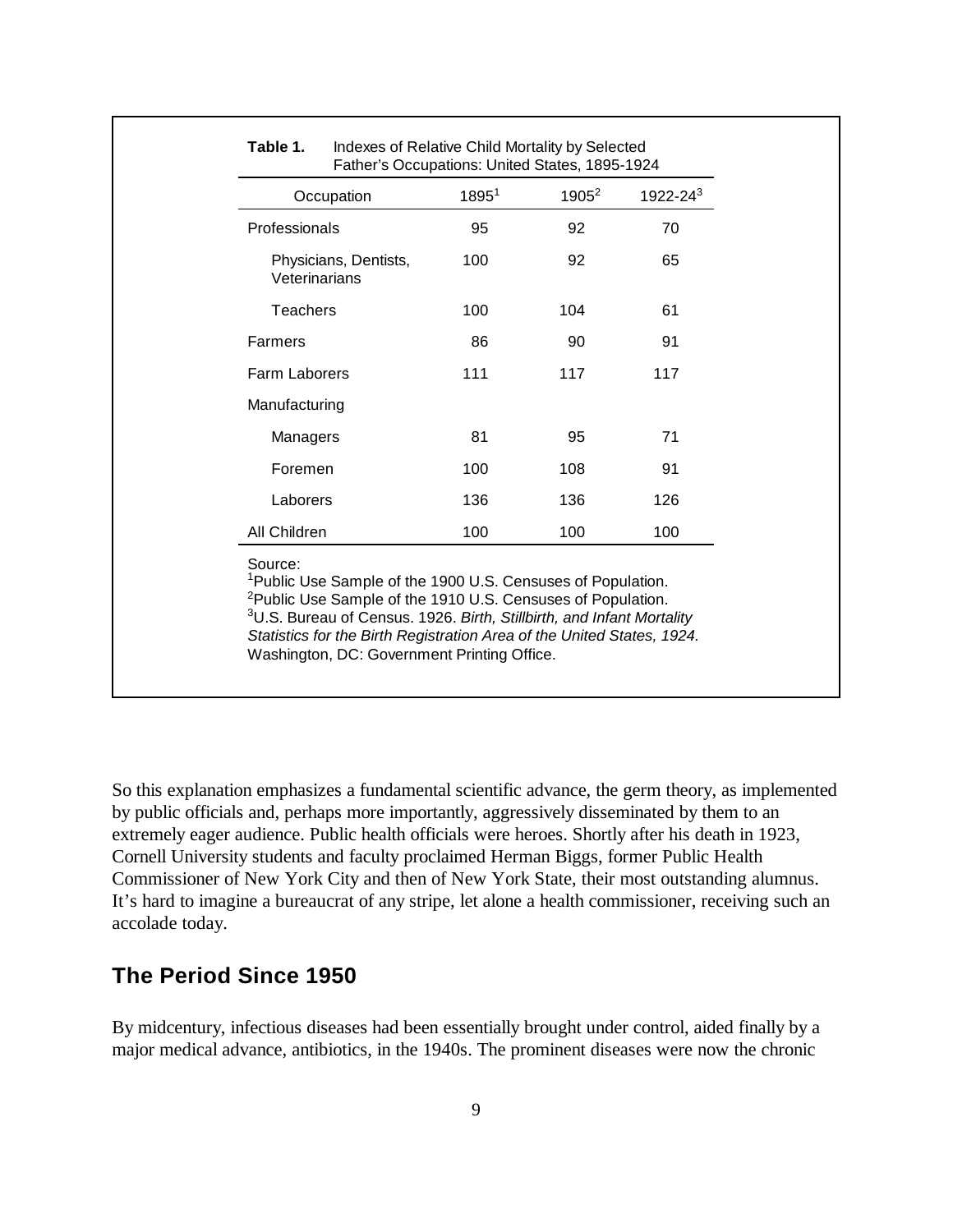**Table 1.** Indexes of Relative Child Mortality by Selected Father's Occupations: United States, 1895-1924

| Occupation | 1895[1] | 1905[2] | 1922-24[3] |
|---|---|---|---|
| Professionals | 95 | 92 | 70 |
| Physicians, Dentists, Veterinarians | 100 | 92 | 65 |
| Teachers | 100 | 104 | 61 |
| Farmers | 86 | 90 | 91 |
| Farm Laborers | 111 | 117 | 117 |
| Manufacturing | | | |
| Managers | 81 | 95 | 71 |
| Foremen | 100 | 108 | 91 |
| Laborers | 136 | 136 | 126 |
| All Children | 100 | 100 | 100 |

Source:
[1]Public Use Sample of the 1900 U.S. Censuses of Population.
[2]Public Use Sample of the 1910 U.S. Censuses of Population.
[3]U.S. Bureau of Census. 1926. *Birth, Stillbirth, and Infant Mortality Statistics for the Birth Registration Area of the United States, 1924.* Washington, DC: Government Printing Office.

So this explanation emphasizes a fundamental scientific advance, the germ theory, as implemented by public officials and, perhaps more importantly, aggressively disseminated by them to an extremely eager audience. Public health officials were heroes. Shortly after his death in 1923, Cornell University students and faculty proclaimed Herman Biggs, former Public Health Commissioner of New York City and then of New York State, their most outstanding alumnus. It's hard to imagine a bureaucrat of any stripe, let alone a health commissioner, receiving such an accolade today.

## The Period Since 1950

By midcentury, infectious diseases had been essentially brought under control, aided finally by a major medical advance, antibiotics, in the 1940s. The prominent diseases were now the chronic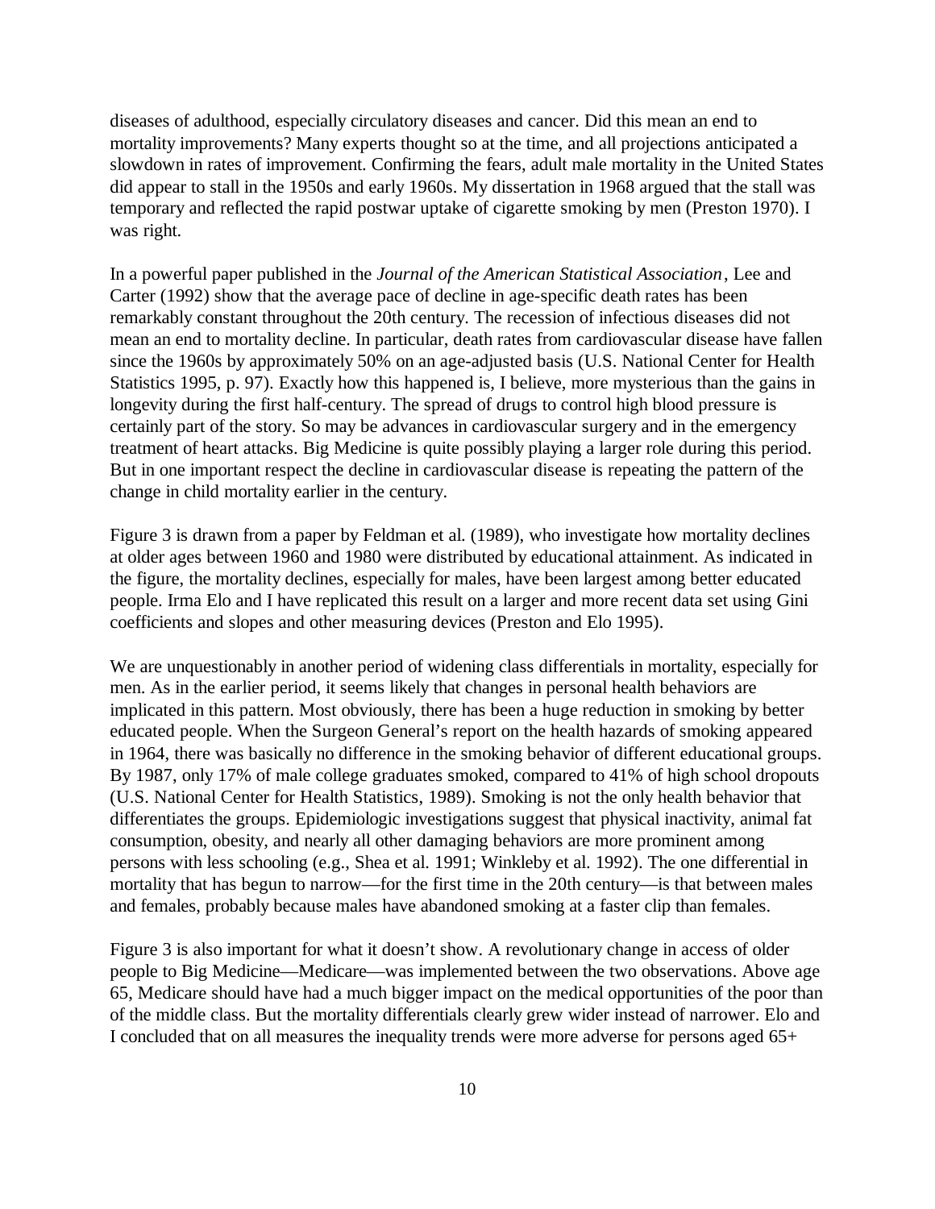diseases of adulthood, especially circulatory diseases and cancer. Did this mean an end to mortality improvements? Many experts thought so at the time, and all projections anticipated a slowdown in rates of improvement. Confirming the fears, adult male mortality in the United States did appear to stall in the 1950s and early 1960s. My dissertation in 1968 argued that the stall was temporary and reflected the rapid postwar uptake of cigarette smoking by men (Preston 1970). I was right.

In a powerful paper published in the *Journal of the American Statistical Association*, Lee and Carter (1992) show that the average pace of decline in age-specific death rates has been remarkably constant throughout the 20th century. The recession of infectious diseases did not mean an end to mortality decline. In particular, death rates from cardiovascular disease have fallen since the 1960s by approximately 50% on an age-adjusted basis (U.S. National Center for Health Statistics 1995, p. 97). Exactly how this happened is, I believe, more mysterious than the gains in longevity during the first half-century. The spread of drugs to control high blood pressure is certainly part of the story. So may be advances in cardiovascular surgery and in the emergency treatment of heart attacks. Big Medicine is quite possibly playing a larger role during this period. But in one important respect the decline in cardiovascular disease is repeating the pattern of the change in child mortality earlier in the century.

Figure 3 is drawn from a paper by Feldman et al. (1989), who investigate how mortality declines at older ages between 1960 and 1980 were distributed by educational attainment. As indicated in the figure, the mortality declines, especially for males, have been largest among better educated people. Irma Elo and I have replicated this result on a larger and more recent data set using Gini coefficients and slopes and other measuring devices (Preston and Elo 1995).

We are unquestionably in another period of widening class differentials in mortality, especially for men. As in the earlier period, it seems likely that changes in personal health behaviors are implicated in this pattern. Most obviously, there has been a huge reduction in smoking by better educated people. When the Surgeon General's report on the health hazards of smoking appeared in 1964, there was basically no difference in the smoking behavior of different educational groups. By 1987, only 17% of male college graduates smoked, compared to 41% of high school dropouts (U.S. National Center for Health Statistics, 1989). Smoking is not the only health behavior that differentiates the groups. Epidemiologic investigations suggest that physical inactivity, animal fat consumption, obesity, and nearly all other damaging behaviors are more prominent among persons with less schooling (e.g., Shea et al. 1991; Winkleby et al. 1992). The one differential in mortality that has begun to narrow—for the first time in the 20th century—is that between males and females, probably because males have abandoned smoking at a faster clip than females.

Figure 3 is also important for what it doesn't show. A revolutionary change in access of older people to Big Medicine—Medicare—was implemented between the two observations. Above age 65, Medicare should have had a much bigger impact on the medical opportunities of the poor than of the middle class. But the mortality differentials clearly grew wider instead of narrower. Elo and I concluded that on all measures the inequality trends were more adverse for persons aged 65+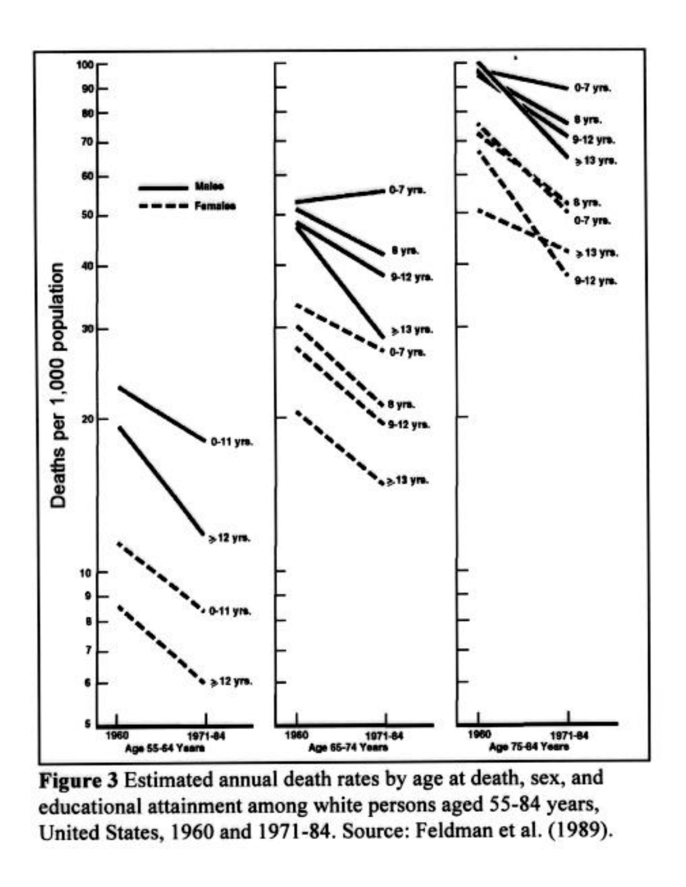**Figure 3** Estimated annual death rates by age at death, sex, and educational attainment among white persons aged 55-84 years, United States, 1960 and 1971-84. Source: Feldman et al. (1989).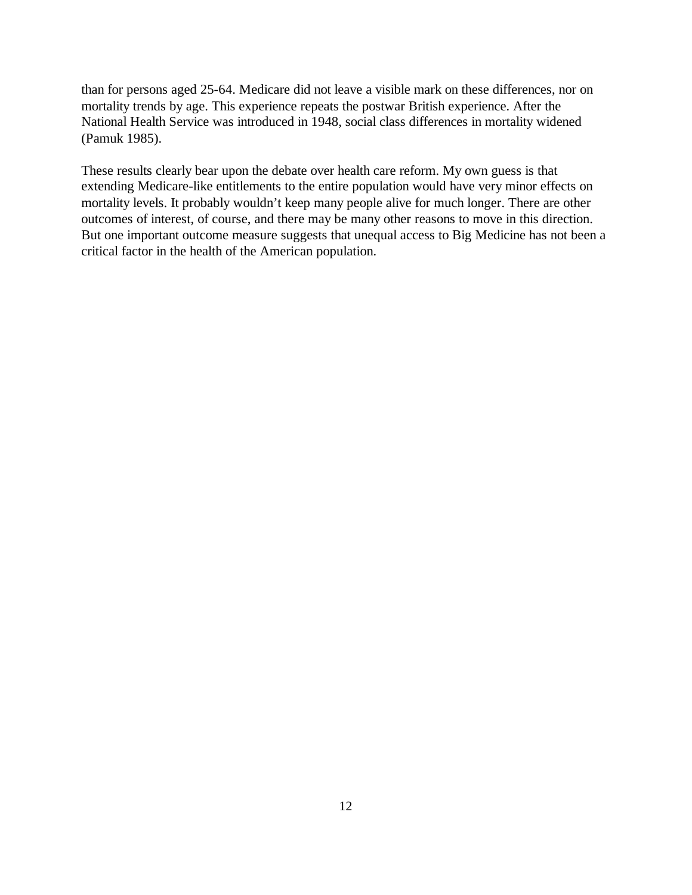than for persons aged 25-64. Medicare did not leave a visible mark on these differences, nor on mortality trends by age. This experience repeats the postwar British experience. After the National Health Service was introduced in 1948, social class differences in mortality widened (Pamuk 1985).

These results clearly bear upon the debate over health care reform. My own guess is that extending Medicare-like entitlements to the entire population would have very minor effects on mortality levels. It probably wouldn't keep many people alive for much longer. There are other outcomes of interest, of course, and there may be many other reasons to move in this direction. But one important outcome measure suggests that unequal access to Big Medicine has not been a critical factor in the health of the American population.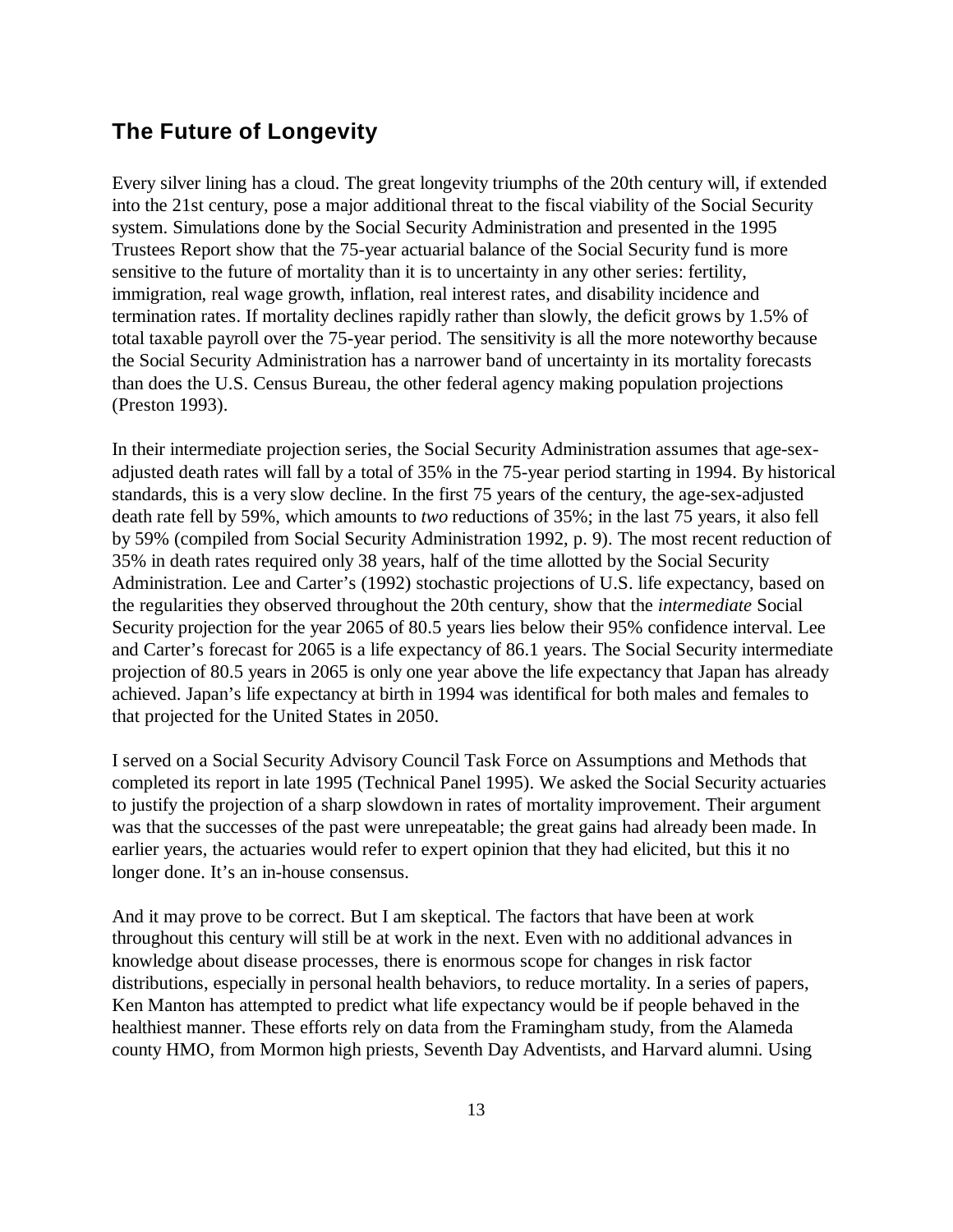## The Future of Longevity

Every silver lining has a cloud. The great longevity triumphs of the 20th century will, if extended into the 21st century, pose a major additional threat to the fiscal viability of the Social Security system. Simulations done by the Social Security Administration and presented in the 1995 Trustees Report show that the 75-year actuarial balance of the Social Security fund is more sensitive to the future of mortality than it is to uncertainty in any other series: fertility, immigration, real wage growth, inflation, real interest rates, and disability incidence and termination rates. If mortality declines rapidly rather than slowly, the deficit grows by 1.5% of total taxable payroll over the 75-year period. The sensitivity is all the more noteworthy because the Social Security Administration has a narrower band of uncertainty in its mortality forecasts than does the U.S. Census Bureau, the other federal agency making population projections (Preston 1993).

In their intermediate projection series, the Social Security Administration assumes that age-sex-adjusted death rates will fall by a total of 35% in the 75-year period starting in 1994. By historical standards, this is a very slow decline. In the first 75 years of the century, the age-sex-adjusted death rate fell by 59%, which amounts to *two* reductions of 35%; in the last 75 years, it also fell by 59% (compiled from Social Security Administration 1992, p. 9). The most recent reduction of 35% in death rates required only 38 years, half of the time allotted by the Social Security Administration. Lee and Carter's (1992) stochastic projections of U.S. life expectancy, based on the regularities they observed throughout the 20th century, show that the *intermediate* Social Security projection for the year 2065 of 80.5 years lies below their 95% confidence interval. Lee and Carter's forecast for 2065 is a life expectancy of 86.1 years. The Social Security intermediate projection of 80.5 years in 2065 is only one year above the life expectancy that Japan has already achieved. Japan's life expectancy at birth in 1994 was identifical for both males and females to that projected for the United States in 2050.

I served on a Social Security Advisory Council Task Force on Assumptions and Methods that completed its report in late 1995 (Technical Panel 1995). We asked the Social Security actuaries to justify the projection of a sharp slowdown in rates of mortality improvement. Their argument was that the successes of the past were unrepeatable; the great gains had already been made. In earlier years, the actuaries would refer to expert opinion that they had elicited, but this it no longer done. It's an in-house consensus.

And it may prove to be correct. But I am skeptical. The factors that have been at work throughout this century will still be at work in the next. Even with no additional advances in knowledge about disease processes, there is enormous scope for changes in risk factor distributions, especially in personal health behaviors, to reduce mortality. In a series of papers, Ken Manton has attempted to predict what life expectancy would be if people behaved in the healthiest manner. These efforts rely on data from the Framingham study, from the Alameda county HMO, from Mormon high priests, Seventh Day Adventists, and Harvard alumni. Using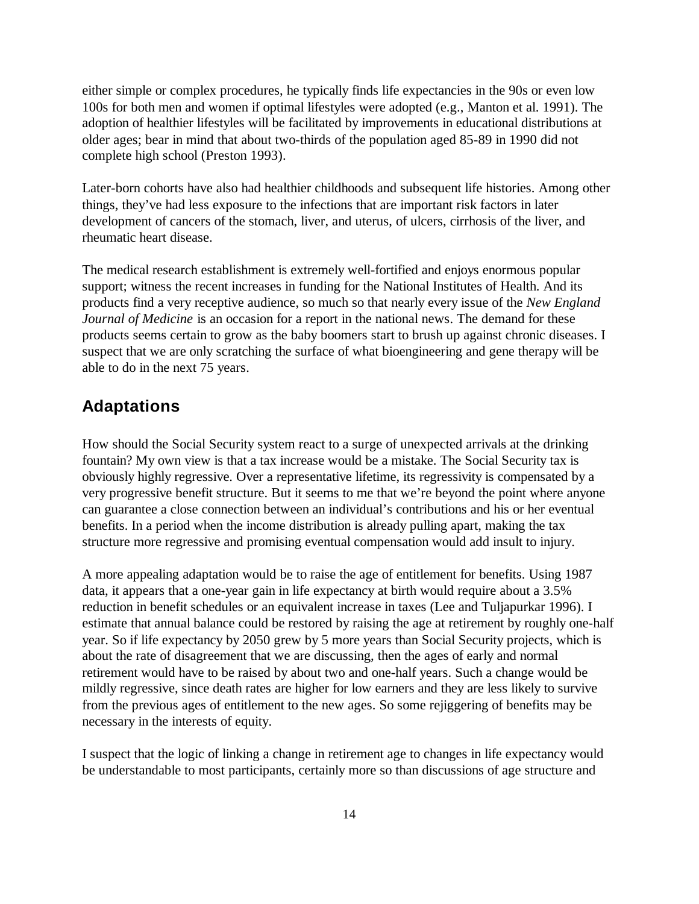either simple or complex procedures, he typically finds life expectancies in the 90s or even low 100s for both men and women if optimal lifestyles were adopted (e.g., Manton et al. 1991). The adoption of healthier lifestyles will be facilitated by improvements in educational distributions at older ages; bear in mind that about two-thirds of the population aged 85-89 in 1990 did not complete high school (Preston 1993).

Later-born cohorts have also had healthier childhoods and subsequent life histories. Among other things, they've had less exposure to the infections that are important risk factors in later development of cancers of the stomach, liver, and uterus, of ulcers, cirrhosis of the liver, and rheumatic heart disease.

The medical research establishment is extremely well-fortified and enjoys enormous popular support; witness the recent increases in funding for the National Institutes of Health. And its products find a very receptive audience, so much so that nearly every issue of the *New England Journal of Medicine* is an occasion for a report in the national news. The demand for these products seems certain to grow as the baby boomers start to brush up against chronic diseases. I suspect that we are only scratching the surface of what bioengineering and gene therapy will be able to do in the next 75 years.

## Adaptations

How should the Social Security system react to a surge of unexpected arrivals at the drinking fountain? My own view is that a tax increase would be a mistake. The Social Security tax is obviously highly regressive. Over a representative lifetime, its regressivity is compensated by a very progressive benefit structure. But it seems to me that we're beyond the point where anyone can guarantee a close connection between an individual's contributions and his or her eventual benefits. In a period when the income distribution is already pulling apart, making the tax structure more regressive and promising eventual compensation would add insult to injury.

A more appealing adaptation would be to raise the age of entitlement for benefits. Using 1987 data, it appears that a one-year gain in life expectancy at birth would require about a 3.5% reduction in benefit schedules or an equivalent increase in taxes (Lee and Tuljapurkar 1996). I estimate that annual balance could be restored by raising the age at retirement by roughly one-half year. So if life expectancy by 2050 grew by 5 more years than Social Security projects, which is about the rate of disagreement that we are discussing, then the ages of early and normal retirement would have to be raised by about two and one-half years. Such a change would be mildly regressive, since death rates are higher for low earners and they are less likely to survive from the previous ages of entitlement to the new ages. So some rejiggering of benefits may be necessary in the interests of equity.

I suspect that the logic of linking a change in retirement age to changes in life expectancy would be understandable to most participants, certainly more so than discussions of age structure and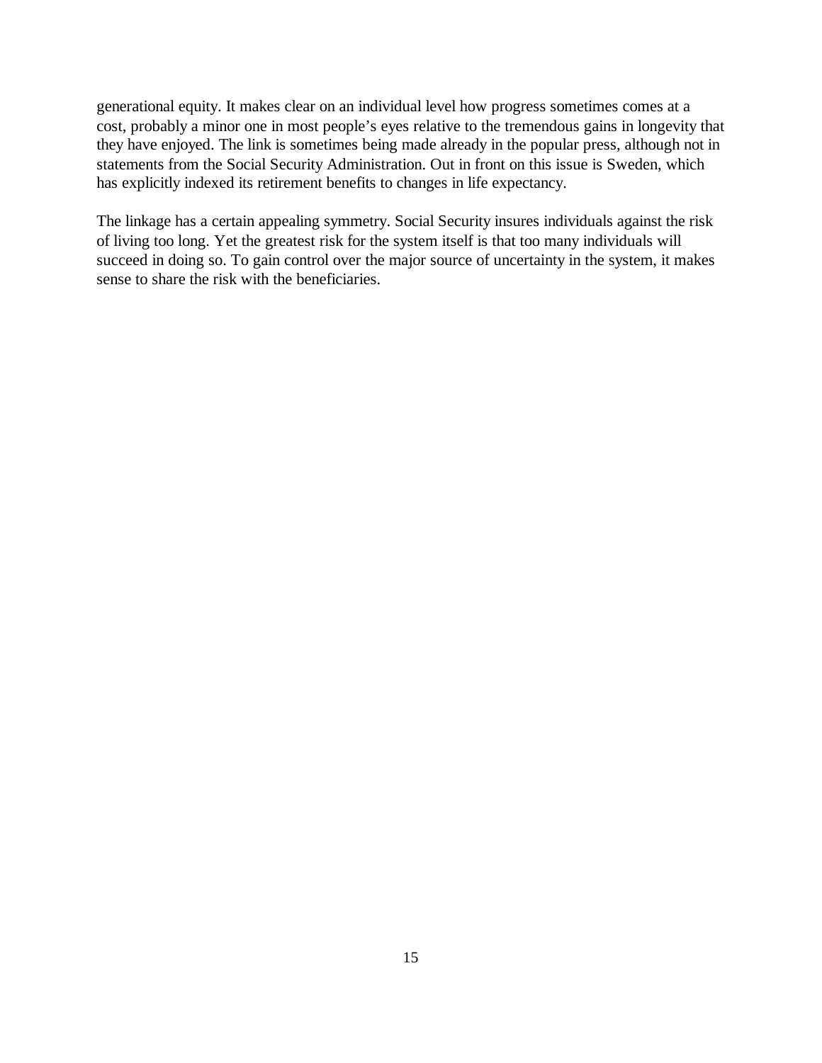generational equity. It makes clear on an individual level how progress sometimes comes at a cost, probably a minor one in most people's eyes relative to the tremendous gains in longevity that they have enjoyed. The link is sometimes being made already in the popular press, although not in statements from the Social Security Administration. Out in front on this issue is Sweden, which has explicitly indexed its retirement benefits to changes in life expectancy.

The linkage has a certain appealing symmetry. Social Security insures individuals against the risk of living too long. Yet the greatest risk for the system itself is that too many individuals will succeed in doing so. To gain control over the major source of uncertainty in the system, it makes sense to share the risk with the beneficiaries.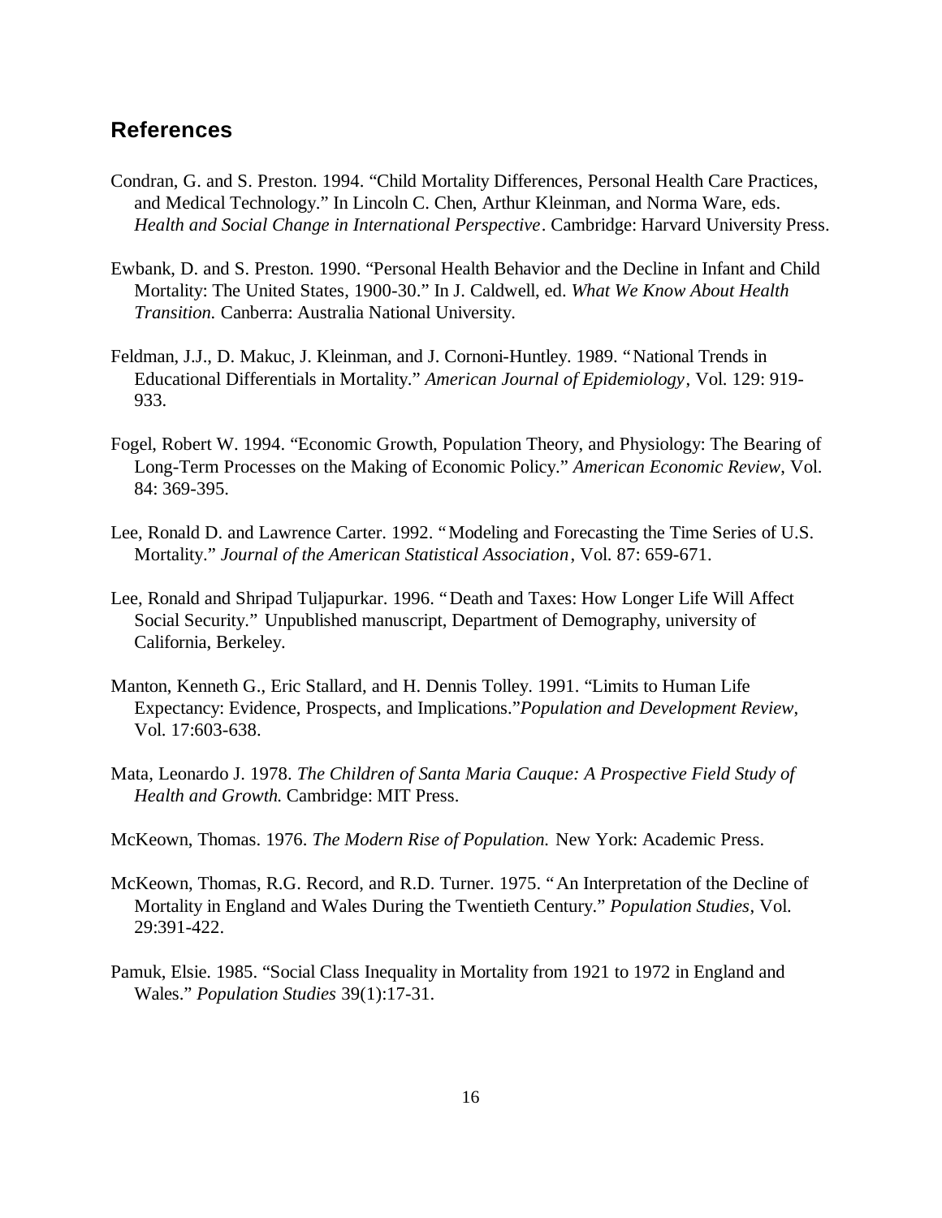## References

Condran, G. and S. Preston. 1994. "Child Mortality Differences, Personal Health Care Practices, and Medical Technology." In Lincoln C. Chen, Arthur Kleinman, and Norma Ware, eds. *Health and Social Change in International Perspective*. Cambridge: Harvard University Press.

Ewbank, D. and S. Preston. 1990. "Personal Health Behavior and the Decline in Infant and Child Mortality: The United States, 1900-30." In J. Caldwell, ed. *What We Know About Health Transition.* Canberra: Australia National University.

Feldman, J.J., D. Makuc, J. Kleinman, and J. Cornoni-Huntley. 1989. "National Trends in Educational Differentials in Mortality." *American Journal of Epidemiology*, Vol. 129: 919-933.

Fogel, Robert W. 1994. "Economic Growth, Population Theory, and Physiology: The Bearing of Long-Term Processes on the Making of Economic Policy." *American Economic Review*, Vol. 84: 369-395.

Lee, Ronald D. and Lawrence Carter. 1992. "Modeling and Forecasting the Time Series of U.S. Mortality." *Journal of the American Statistical Association*, Vol. 87: 659-671.

Lee, Ronald and Shripad Tuljapurkar. 1996. "Death and Taxes: How Longer Life Will Affect Social Security." Unpublished manuscript, Department of Demography, university of California, Berkeley.

Manton, Kenneth G., Eric Stallard, and H. Dennis Tolley. 1991. "Limits to Human Life Expectancy: Evidence, Prospects, and Implications."*Population and Development Review*, Vol. 17:603-638.

Mata, Leonardo J. 1978. *The Children of Santa Maria Cauque: A Prospective Field Study of Health and Growth.* Cambridge: MIT Press.

McKeown, Thomas. 1976. *The Modern Rise of Population.* New York: Academic Press.

McKeown, Thomas, R.G. Record, and R.D. Turner. 1975. "An Interpretation of the Decline of Mortality in England and Wales During the Twentieth Century." *Population Studies*, Vol. 29:391-422.

Pamuk, Elsie. 1985. "Social Class Inequality in Mortality from 1921 to 1972 in England and Wales." *Population Studies* 39(1):17-31.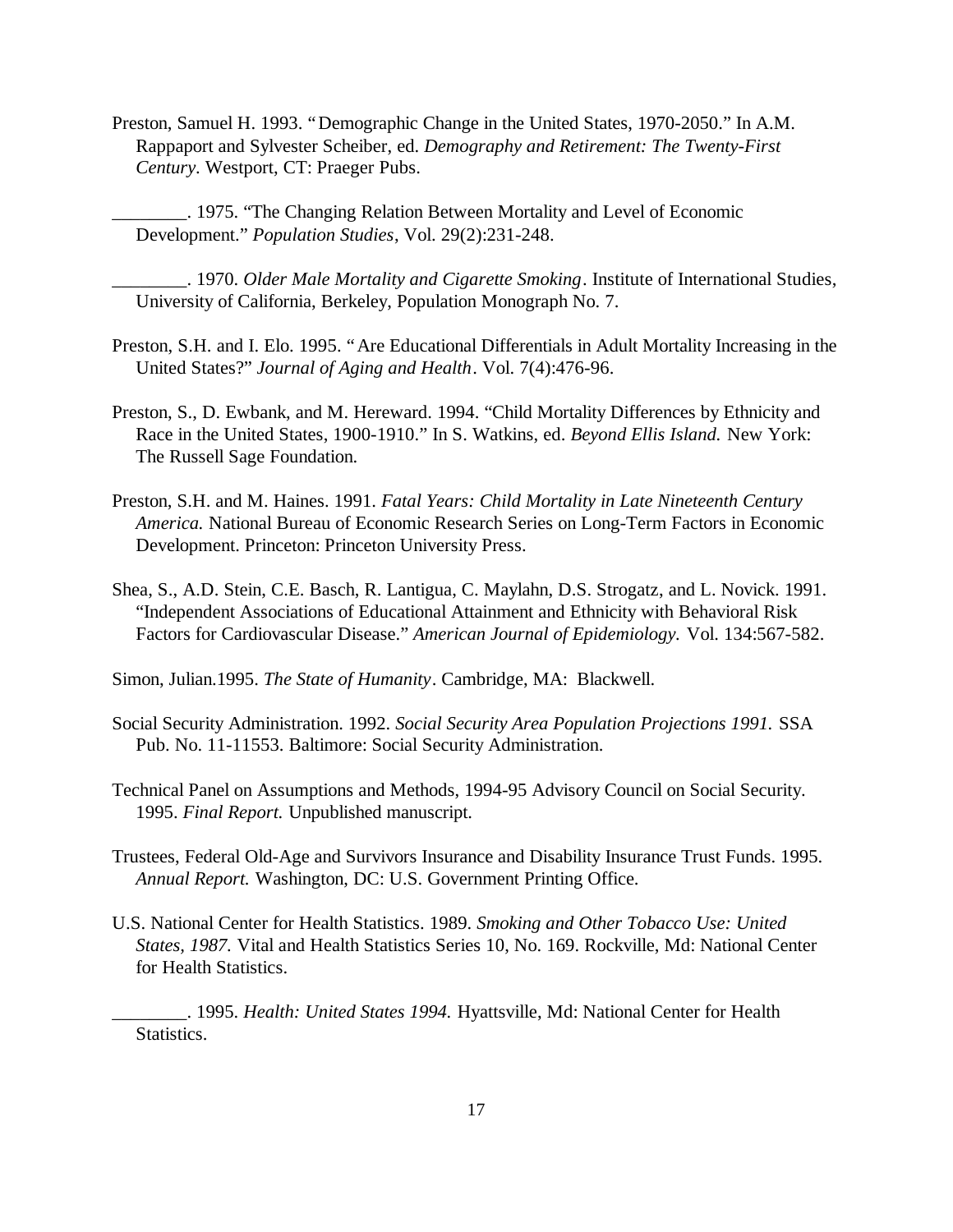Preston, Samuel H. 1993. "Demographic Change in the United States, 1970-2050." In A.M. Rappaport and Sylvester Scheiber, ed. *Demography and Retirement: The Twenty-First Century*. Westport, CT: Praeger Pubs.

________. 1975. "The Changing Relation Between Mortality and Level of Economic Development." *Population Studies*, Vol. 29(2):231-248.

________. 1970. *Older Male Mortality and Cigarette Smoking*. Institute of International Studies, University of California, Berkeley, Population Monograph No. 7.

Preston, S.H. and I. Elo. 1995. "Are Educational Differentials in Adult Mortality Increasing in the United States?" *Journal of Aging and Health*. Vol. 7(4):476-96.

Preston, S., D. Ewbank, and M. Hereward. 1994. "Child Mortality Differences by Ethnicity and Race in the United States, 1900-1910." In S. Watkins, ed. *Beyond Ellis Island.* New York: The Russell Sage Foundation.

Preston, S.H. and M. Haines. 1991. *Fatal Years: Child Mortality in Late Nineteenth Century America.* National Bureau of Economic Research Series on Long-Term Factors in Economic Development. Princeton: Princeton University Press.

Shea, S., A.D. Stein, C.E. Basch, R. Lantigua, C. Maylahn, D.S. Strogatz, and L. Novick. 1991. "Independent Associations of Educational Attainment and Ethnicity with Behavioral Risk Factors for Cardiovascular Disease." *American Journal of Epidemiology.* Vol. 134:567-582.

Simon, Julian.1995. *The State of Humanity*. Cambridge, MA: Blackwell.

Social Security Administration. 1992. *Social Security Area Population Projections 1991.* SSA Pub. No. 11-11553. Baltimore: Social Security Administration.

Technical Panel on Assumptions and Methods, 1994-95 Advisory Council on Social Security. 1995. *Final Report.* Unpublished manuscript.

Trustees, Federal Old-Age and Survivors Insurance and Disability Insurance Trust Funds. 1995. *Annual Report.* Washington, DC: U.S. Government Printing Office.

U.S. National Center for Health Statistics. 1989. *Smoking and Other Tobacco Use: United States, 1987.* Vital and Health Statistics Series 10, No. 169. Rockville, Md: National Center for Health Statistics.

________. 1995. *Health: United States 1994.* Hyattsville, Md: National Center for Health Statistics.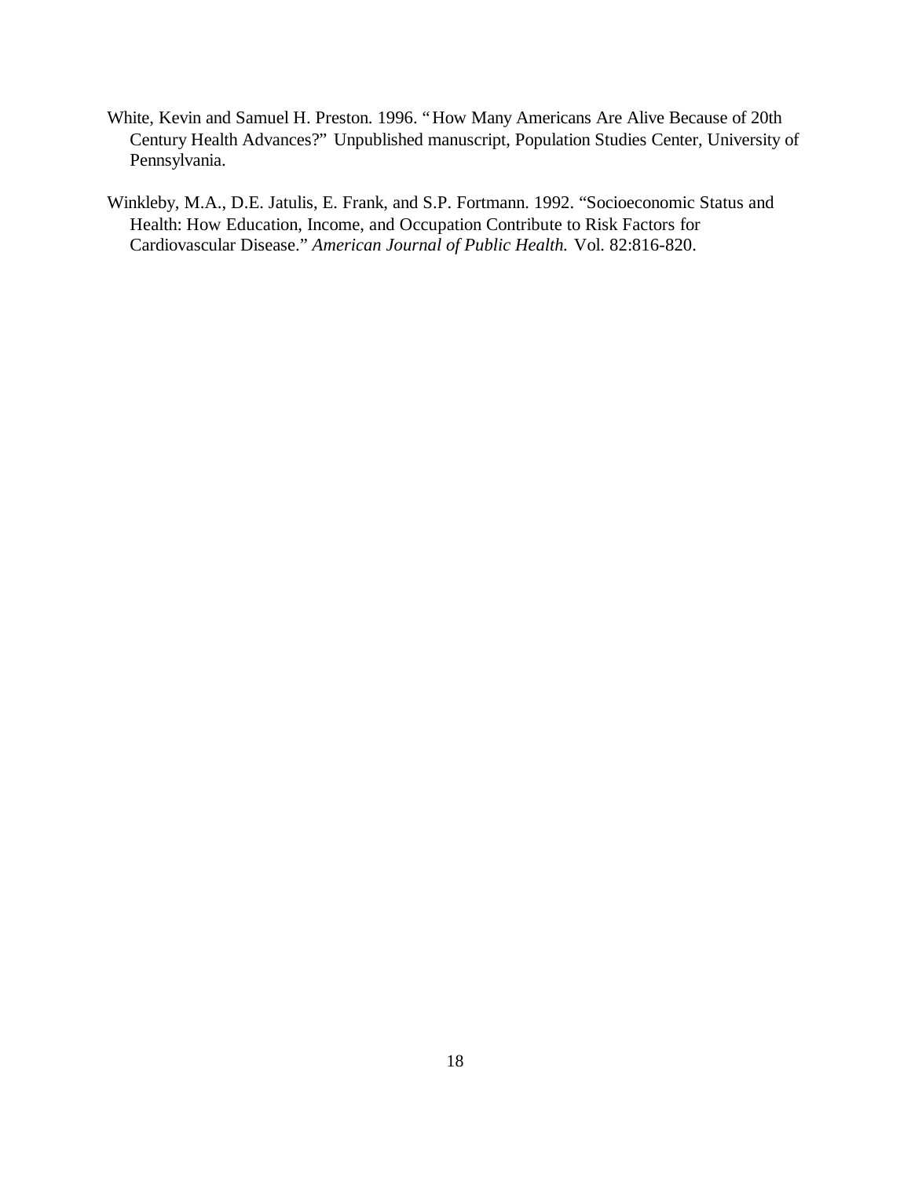White, Kevin and Samuel H. Preston. 1996. "How Many Americans Are Alive Because of 20th Century Health Advances?" Unpublished manuscript, Population Studies Center, University of Pennsylvania.

Winkleby, M.A., D.E. Jatulis, E. Frank, and S.P. Fortmann. 1992. "Socioeconomic Status and Health: How Education, Income, and Occupation Contribute to Risk Factors for Cardiovascular Disease." *American Journal of Public Health.* Vol. 82:816-820.